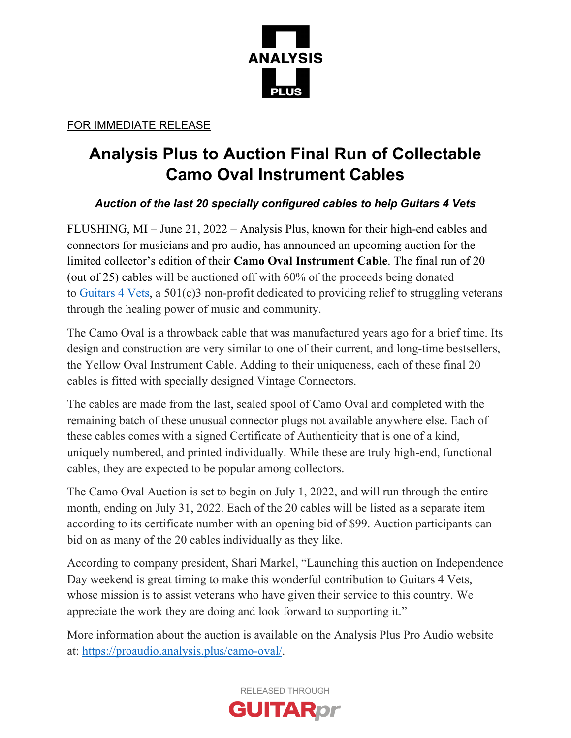ANALYSIS PLUS

FOR IMMEDIATE RELEASE

# Analysis Plus to Auction Final Run of Collectable Camo Oval Instrument Cables

***Auction of the last 20 specially configured cables to help Guitars 4 Vets***

FLUSHING, MI – June 21, 2022 – Analysis Plus, known for their high-end cables and connectors for musicians and pro audio, has announced an upcoming auction for the limited collector's edition of their **Camo Oval Instrument Cable**. The final run of 20 (out of 25) cables will be auctioned off with 60% of the proceeds being donated to Guitars 4 Vets, a 501(c)3 non-profit dedicated to providing relief to struggling veterans through the healing power of music and community.

The Camo Oval is a throwback cable that was manufactured years ago for a brief time. Its design and construction are very similar to one of their current, and long-time bestsellers, the Yellow Oval Instrument Cable. Adding to their uniqueness, each of these final 20 cables is fitted with specially designed Vintage Connectors.

The cables are made from the last, sealed spool of Camo Oval and completed with the remaining batch of these unusual connector plugs not available anywhere else. Each of these cables comes with a signed Certificate of Authenticity that is one of a kind, uniquely numbered, and printed individually. While these are truly high-end, functional cables, they are expected to be popular among collectors.

The Camo Oval Auction is set to begin on July 1, 2022, and will run through the entire month, ending on July 31, 2022. Each of the 20 cables will be listed as a separate item according to its certificate number with an opening bid of $99. Auction participants can bid on as many of the 20 cables individually as they like.

According to company president, Shari Markel, "Launching this auction on Independence Day weekend is great timing to make this wonderful contribution to Guitars 4 Vets, whose mission is to assist veterans who have given their service to this country. We appreciate the work they are doing and look forward to supporting it."

More information about the auction is available on the Analysis Plus Pro Audio website at: https://proaudio.analysis.plus/camo-oval/.

RELEASED THROUGH GUITARpr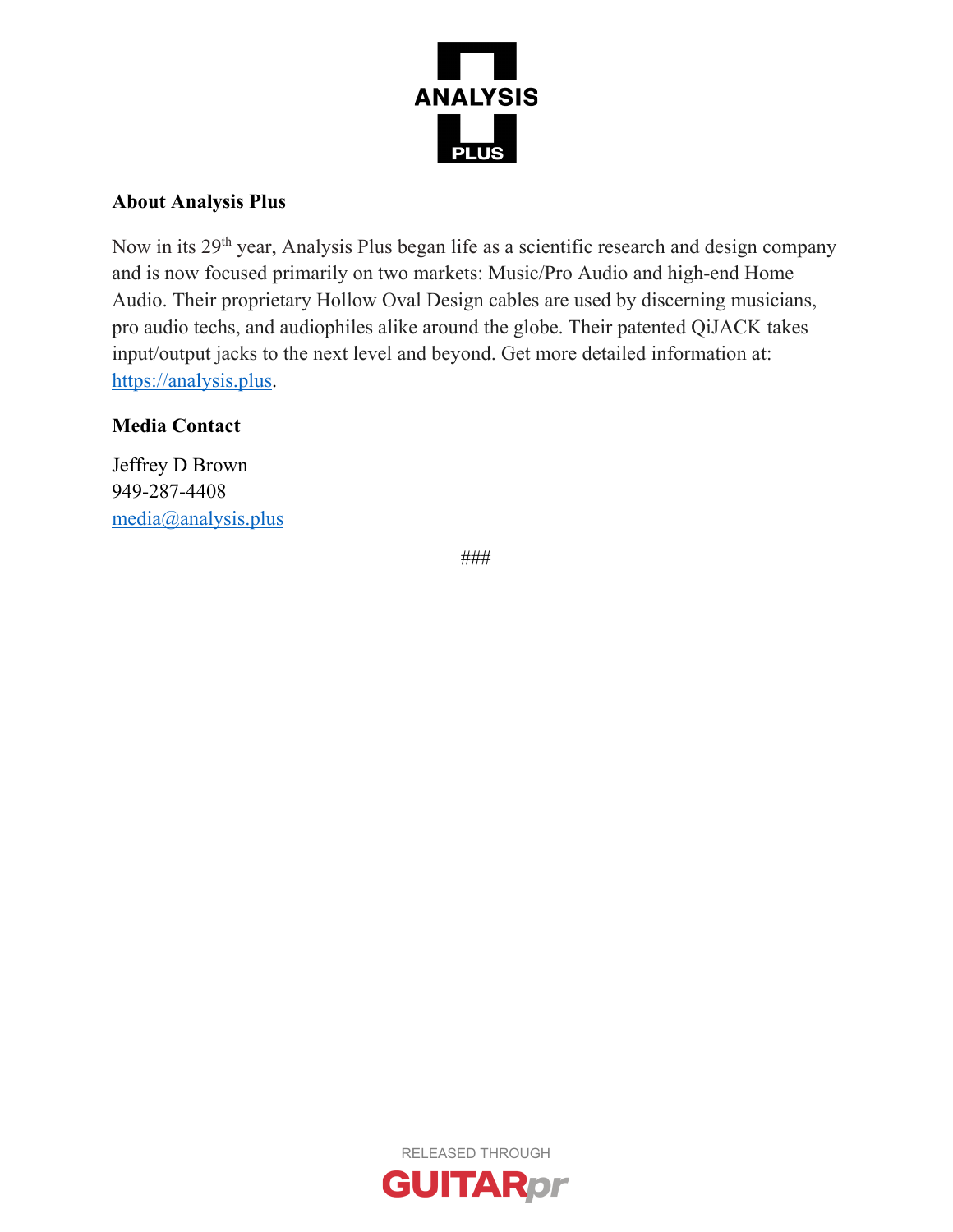## About Analysis Plus

Now in its 29th year, Analysis Plus began life as a scientific research and design company and is now focused primarily on two markets: Music/Pro Audio and high-end Home Audio. Their proprietary Hollow Oval Design cables are used by discerning musicians, pro audio techs, and audiophiles alike around the globe. Their patented QiJACK takes input/output jacks to the next level and beyond. Get more detailed information at: https://analysis.plus.

## Media Contact

Jeffrey D Brown
949-287-4408
media@analysis.plus

###

RELEASED THROUGH
GUITARpr